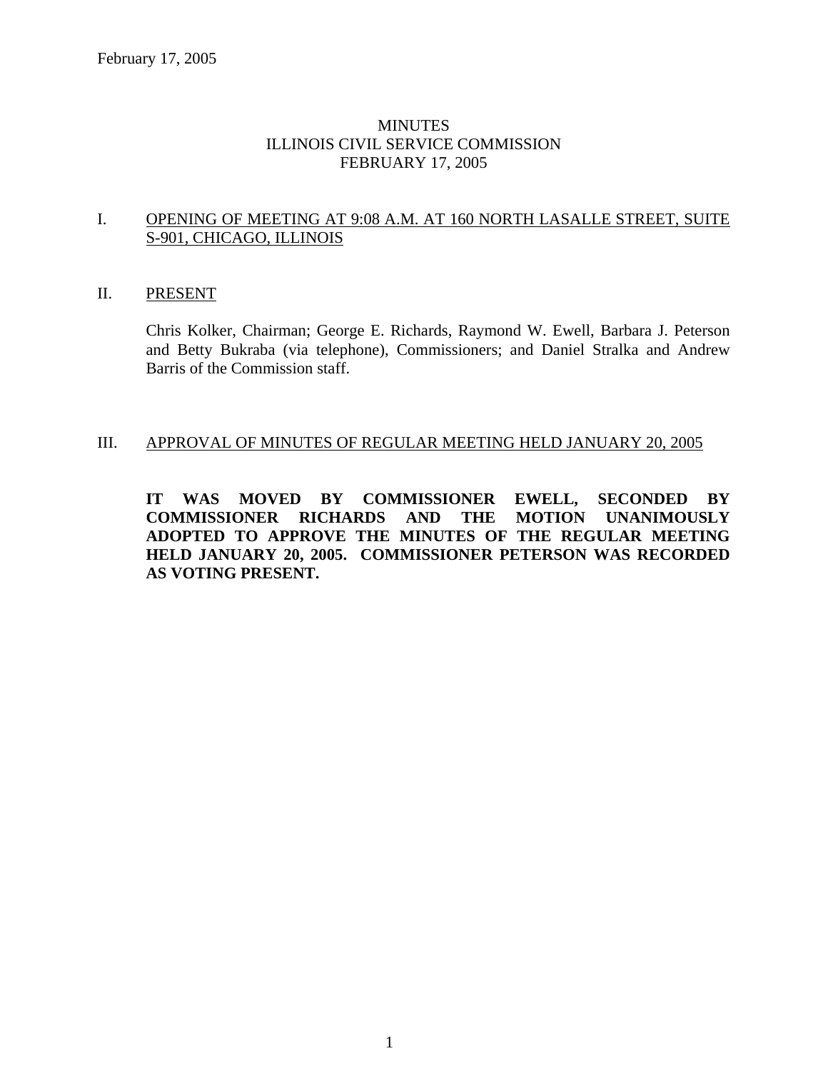February 17, 2005

# MINUTES
# ILLINOIS CIVIL SERVICE COMMISSION
# FEBRUARY 17, 2005

## I. OPENING OF MEETING AT 9:08 A.M. AT 160 NORTH LASALLE STREET, SUITE S-901, CHICAGO, ILLINOIS

## II. PRESENT

Chris Kolker, Chairman; George E. Richards, Raymond W. Ewell, Barbara J. Peterson and Betty Bukraba (via telephone), Commissioners; and Daniel Stralka and Andrew Barris of the Commission staff.

## III. APPROVAL OF MINUTES OF REGULAR MEETING HELD JANUARY 20, 2005

**IT WAS MOVED BY COMMISSIONER EWELL, SECONDED BY COMMISSIONER RICHARDS AND THE MOTION UNANIMOUSLY ADOPTED TO APPROVE THE MINUTES OF THE REGULAR MEETING HELD JANUARY 20, 2005. COMMISSIONER PETERSON WAS RECORDED AS VOTING PRESENT.**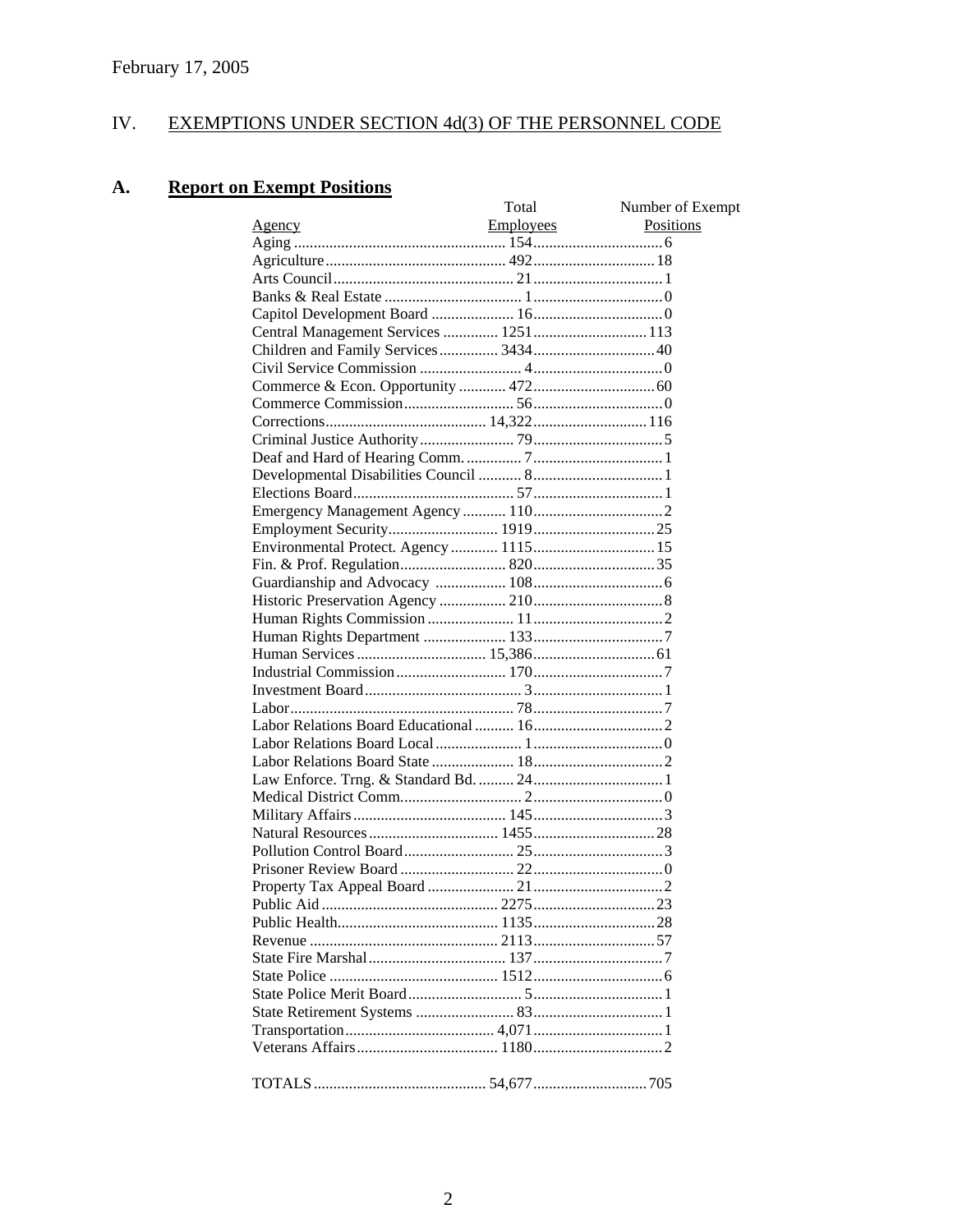February 17, 2005

## IV. EXEMPTIONS UNDER SECTION 4d(3) OF THE PERSONNEL CODE

### A. Report on Exempt Positions

| Agency | Total Employees | Number of Exempt Positions |
|---|---|---|
| Aging | 154 | 6 |
| Agriculture | 492 | 18 |
| Arts Council | 21 | 1 |
| Banks & Real Estate | 1 | 0 |
| Capitol Development Board | 16 | 0 |
| Central Management Services | 1251 | 113 |
| Children and Family Services | 3434 | 40 |
| Civil Service Commission | 4 | 0 |
| Commerce & Econ. Opportunity | 472 | 60 |
| Commerce Commission | 56 | 0 |
| Corrections | 14,322 | 116 |
| Criminal Justice Authority | 79 | 5 |
| Deaf and Hard of Hearing Comm. | 7 | 1 |
| Developmental Disabilities Council | 8 | 1 |
| Elections Board | 57 | 1 |
| Emergency Management Agency | 110 | 2 |
| Employment Security | 1919 | 25 |
| Environmental Protect. Agency | 1115 | 15 |
| Fin. & Prof. Regulation | 820 | 35 |
| Guardianship and Advocacy | 108 | 6 |
| Historic Preservation Agency | 210 | 8 |
| Human Rights Commission | 11 | 2 |
| Human Rights Department | 133 | 7 |
| Human Services | 15,386 | 61 |
| Industrial Commission | 170 | 7 |
| Investment Board | 3 | 1 |
| Labor | 78 | 7 |
| Labor Relations Board Educational | 16 | 2 |
| Labor Relations Board Local | 1 | 0 |
| Labor Relations Board State | 18 | 2 |
| Law Enforce. Trng. & Standard Bd. | 24 | 1 |
| Medical District Comm. | 2 | 0 |
| Military Affairs | 145 | 3 |
| Natural Resources | 1455 | 28 |
| Pollution Control Board | 25 | 3 |
| Prisoner Review Board | 22 | 0 |
| Property Tax Appeal Board | 21 | 2 |
| Public Aid | 2275 | 23 |
| Public Health | 1135 | 28 |
| Revenue | 2113 | 57 |
| State Fire Marshal | 137 | 7 |
| State Police | 1512 | 6 |
| State Police Merit Board | 5 | 1 |
| State Retirement Systems | 83 | 1 |
| Transportation | 4,071 | 1 |
| Veterans Affairs | 1180 | 2 |
| TOTALS | 54,677 | 705 |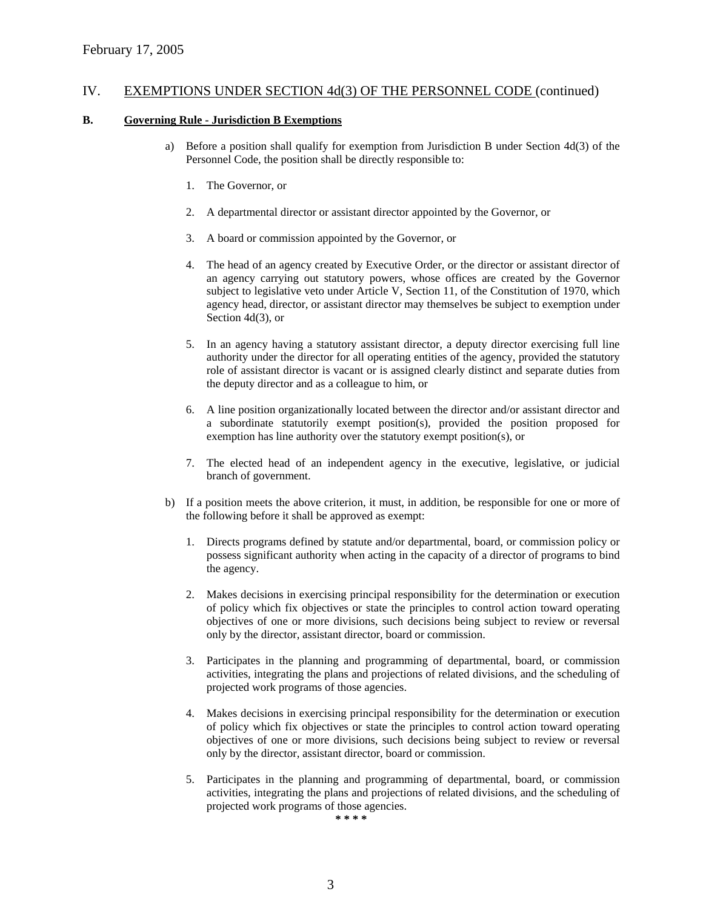February 17, 2005

## IV. EXEMPTIONS UNDER SECTION 4d(3) OF THE PERSONNEL CODE (continued)

### B. Governing Rule - Jurisdiction B Exemptions

a) Before a position shall qualify for exemption from Jurisdiction B under Section 4d(3) of the Personnel Code, the position shall be directly responsible to:

1. The Governor, or

2. A departmental director or assistant director appointed by the Governor, or

3. A board or commission appointed by the Governor, or

4. The head of an agency created by Executive Order, or the director or assistant director of an agency carrying out statutory powers, whose offices are created by the Governor subject to legislative veto under Article V, Section 11, of the Constitution of 1970, which agency head, director, or assistant director may themselves be subject to exemption under Section 4d(3), or

5. In an agency having a statutory assistant director, a deputy director exercising full line authority under the director for all operating entities of the agency, provided the statutory role of assistant director is vacant or is assigned clearly distinct and separate duties from the deputy director and as a colleague to him, or

6. A line position organizationally located between the director and/or assistant director and a subordinate statutorily exempt position(s), provided the position proposed for exemption has line authority over the statutory exempt position(s), or

7. The elected head of an independent agency in the executive, legislative, or judicial branch of government.

b) If a position meets the above criterion, it must, in addition, be responsible for one or more of the following before it shall be approved as exempt:

1. Directs programs defined by statute and/or departmental, board, or commission policy or possess significant authority when acting in the capacity of a director of programs to bind the agency.

2. Makes decisions in exercising principal responsibility for the determination or execution of policy which fix objectives or state the principles to control action toward operating objectives of one or more divisions, such decisions being subject to review or reversal only by the director, assistant director, board or commission.

3. Participates in the planning and programming of departmental, board, or commission activities, integrating the plans and projections of related divisions, and the scheduling of projected work programs of those agencies.

4. Makes decisions in exercising principal responsibility for the determination or execution of policy which fix objectives or state the principles to control action toward operating objectives of one or more divisions, such decisions being subject to review or reversal only by the director, assistant director, board or commission.

5. Participates in the planning and programming of departmental, board, or commission activities, integrating the plans and projections of related divisions, and the scheduling of projected work programs of those agencies.

**\* \* \* \***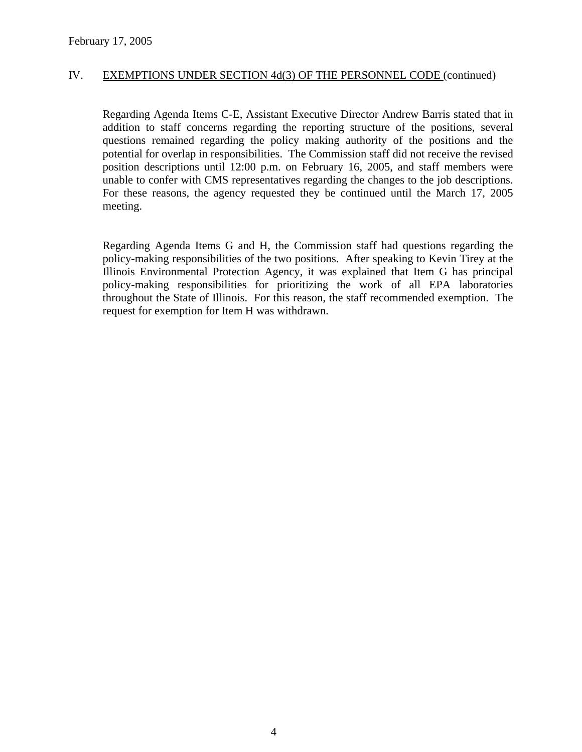## IV. EXEMPTIONS UNDER SECTION 4d(3) OF THE PERSONNEL CODE (continued)

Regarding Agenda Items C-E, Assistant Executive Director Andrew Barris stated that in addition to staff concerns regarding the reporting structure of the positions, several questions remained regarding the policy making authority of the positions and the potential for overlap in responsibilities. The Commission staff did not receive the revised position descriptions until 12:00 p.m. on February 16, 2005, and staff members were unable to confer with CMS representatives regarding the changes to the job descriptions. For these reasons, the agency requested they be continued until the March 17, 2005 meeting.

Regarding Agenda Items G and H, the Commission staff had questions regarding the policy-making responsibilities of the two positions. After speaking to Kevin Tirey at the Illinois Environmental Protection Agency, it was explained that Item G has principal policy-making responsibilities for prioritizing the work of all EPA laboratories throughout the State of Illinois. For this reason, the staff recommended exemption. The request for exemption for Item H was withdrawn.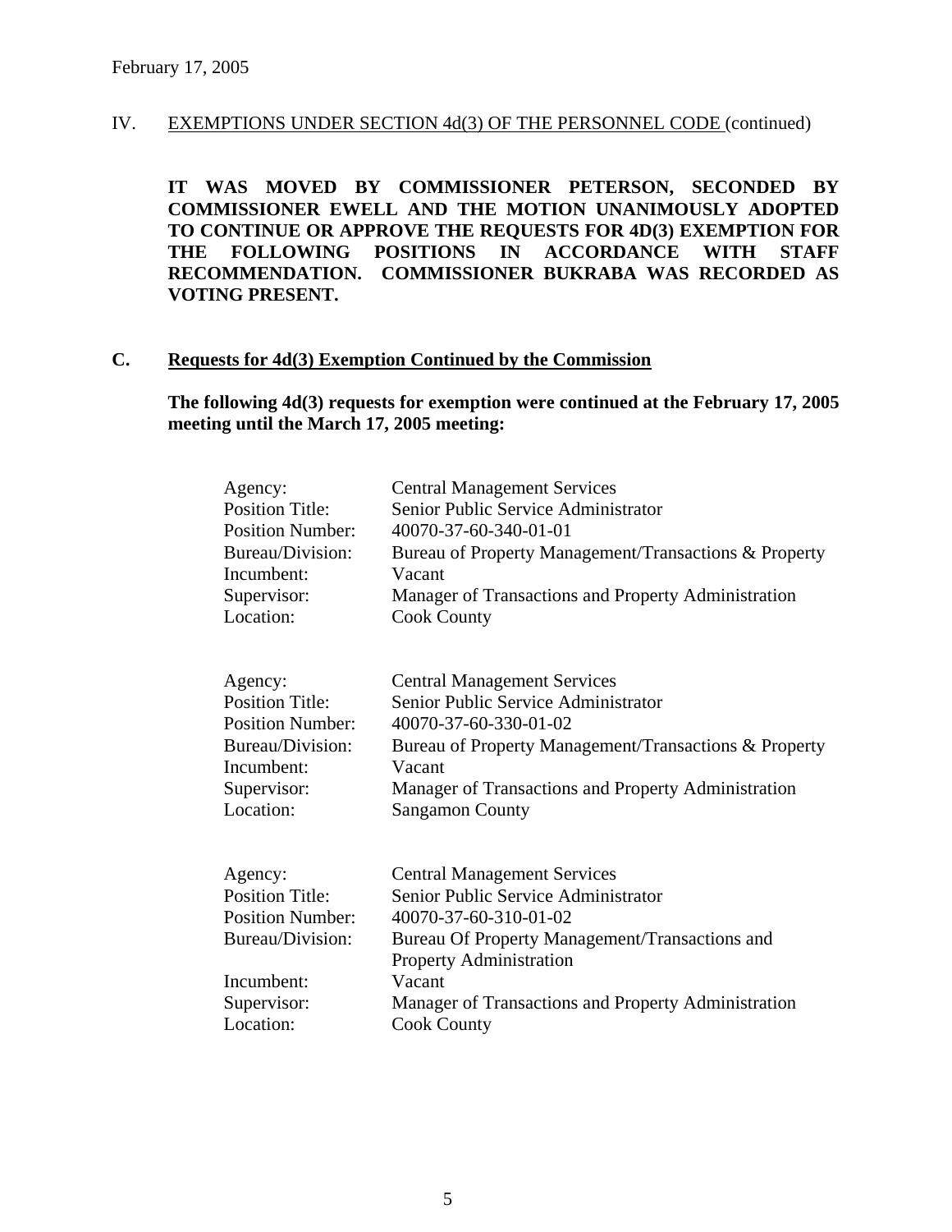February 17, 2005

IV. EXEMPTIONS UNDER SECTION 4d(3) OF THE PERSONNEL CODE (continued)

**IT WAS MOVED BY COMMISSIONER PETERSON, SECONDED BY COMMISSIONER EWELL AND THE MOTION UNANIMOUSLY ADOPTED TO CONTINUE OR APPROVE THE REQUESTS FOR 4D(3) EXEMPTION FOR THE FOLLOWING POSITIONS IN ACCORDANCE WITH STAFF RECOMMENDATION. COMMISSIONER BUKRABA WAS RECORDED AS VOTING PRESENT.**

## C. Requests for 4d(3) Exemption Continued by the Commission

**The following 4d(3) requests for exemption were continued at the February 17, 2005 meeting until the March 17, 2005 meeting:**

Agency: Central Management Services
Position Title: Senior Public Service Administrator
Position Number: 40070-37-60-340-01-01
Bureau/Division: Bureau of Property Management/Transactions & Property
Incumbent: Vacant
Supervisor: Manager of Transactions and Property Administration
Location: Cook County

Agency: Central Management Services
Position Title: Senior Public Service Administrator
Position Number: 40070-37-60-330-01-02
Bureau/Division: Bureau of Property Management/Transactions & Property
Incumbent: Vacant
Supervisor: Manager of Transactions and Property Administration
Location: Sangamon County

Agency: Central Management Services
Position Title: Senior Public Service Administrator
Position Number: 40070-37-60-310-01-02
Bureau/Division: Bureau Of Property Management/Transactions and Property Administration
Incumbent: Vacant
Supervisor: Manager of Transactions and Property Administration
Location: Cook County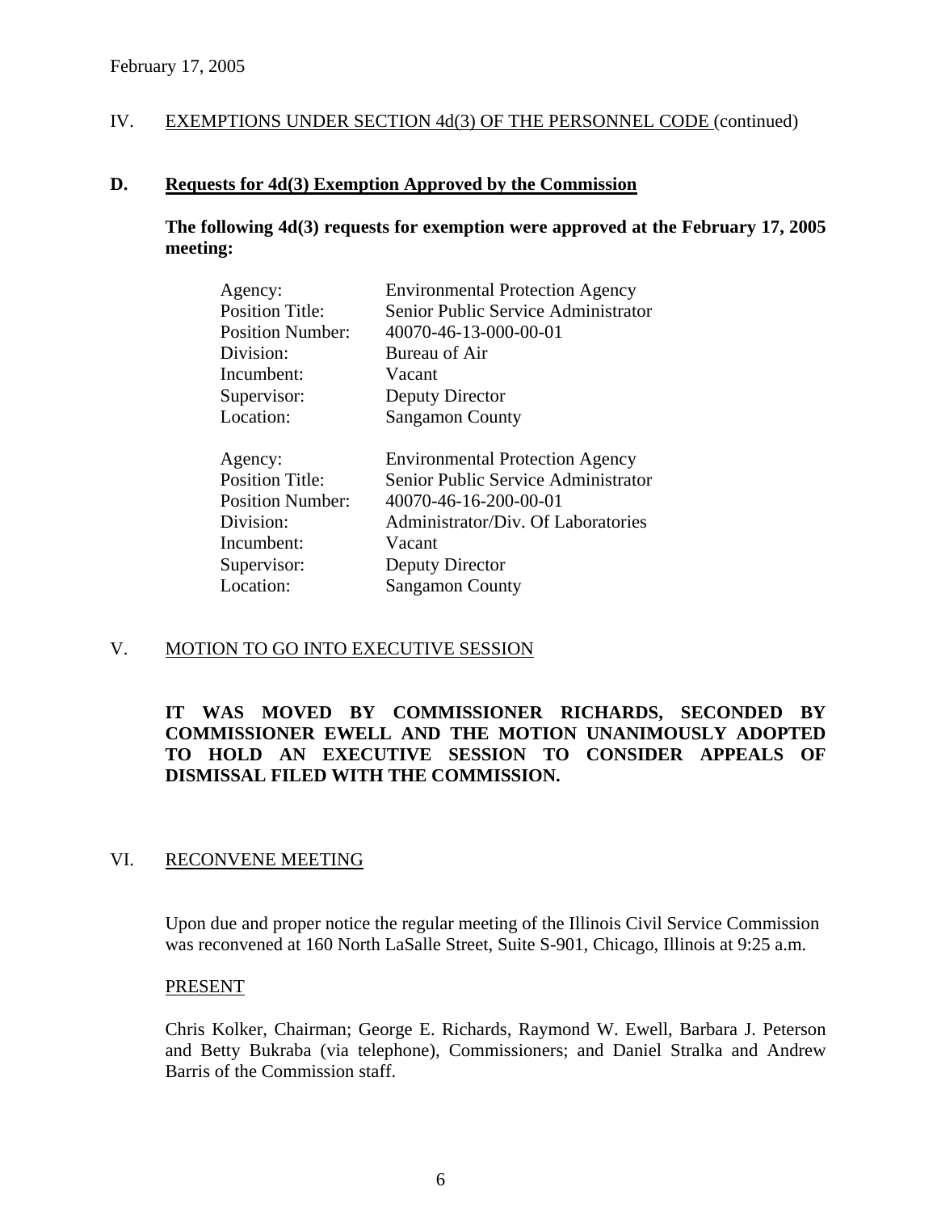February 17, 2005

IV. EXEMPTIONS UNDER SECTION 4d(3) OF THE PERSONNEL CODE (continued)

**D. Requests for 4d(3) Exemption Approved by the Commission**

**The following 4d(3) requests for exemption were approved at the February 17, 2005 meeting:**

| | |
|---|---|
| Agency: | Environmental Protection Agency |
| Position Title: | Senior Public Service Administrator |
| Position Number: | 40070-46-13-000-00-01 |
| Division: | Bureau of Air |
| Incumbent: | Vacant |
| Supervisor: | Deputy Director |
| Location: | Sangamon County |

| | |
|---|---|
| Agency: | Environmental Protection Agency |
| Position Title: | Senior Public Service Administrator |
| Position Number: | 40070-46-16-200-00-01 |
| Division: | Administrator/Div. Of Laboratories |
| Incumbent: | Vacant |
| Supervisor: | Deputy Director |
| Location: | Sangamon County |

V. MOTION TO GO INTO EXECUTIVE SESSION

**IT WAS MOVED BY COMMISSIONER RICHARDS, SECONDED BY COMMISSIONER EWELL AND THE MOTION UNANIMOUSLY ADOPTED TO HOLD AN EXECUTIVE SESSION TO CONSIDER APPEALS OF DISMISSAL FILED WITH THE COMMISSION.**

VI. RECONVENE MEETING

Upon due and proper notice the regular meeting of the Illinois Civil Service Commission was reconvened at 160 North LaSalle Street, Suite S-901, Chicago, Illinois at 9:25 a.m.

PRESENT

Chris Kolker, Chairman; George E. Richards, Raymond W. Ewell, Barbara J. Peterson and Betty Bukraba (via telephone), Commissioners; and Daniel Stralka and Andrew Barris of the Commission staff.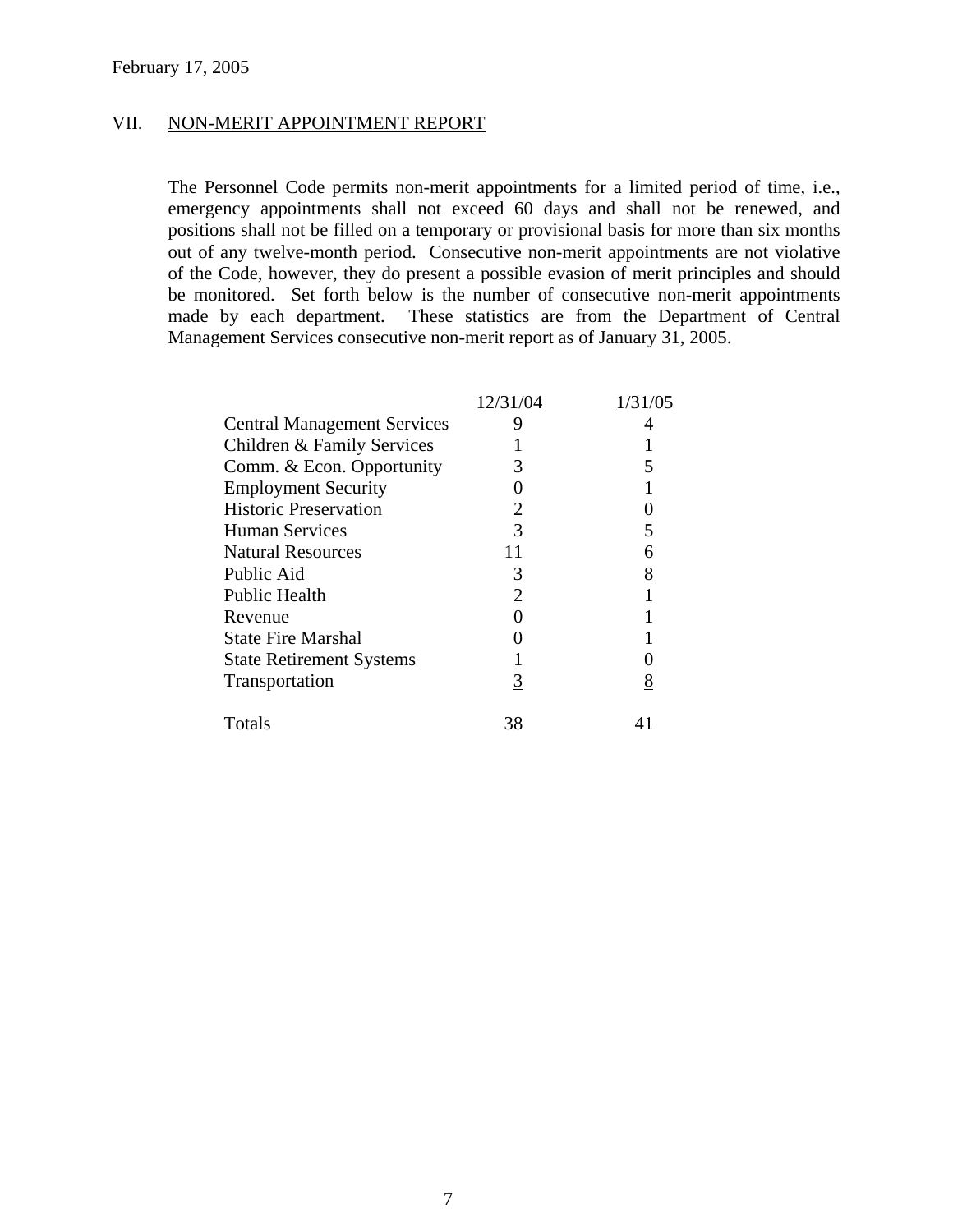February 17, 2005

## VII. NON-MERIT APPOINTMENT REPORT

The Personnel Code permits non-merit appointments for a limited period of time, i.e., emergency appointments shall not exceed 60 days and shall not be renewed, and positions shall not be filled on a temporary or provisional basis for more than six months out of any twelve-month period. Consecutive non-merit appointments are not violative of the Code, however, they do present a possible evasion of merit principles and should be monitored. Set forth below is the number of consecutive non-merit appointments made by each department. These statistics are from the Department of Central Management Services consecutive non-merit report as of January 31, 2005.

| | 12/31/04 | 1/31/05 |
|---|---|---|
| Central Management Services | 9 | 4 |
| Children & Family Services | 1 | 1 |
| Comm. & Econ. Opportunity | 3 | 5 |
| Employment Security | 0 | 1 |
| Historic Preservation | 2 | 0 |
| Human Services | 3 | 5 |
| Natural Resources | 11 | 6 |
| Public Aid | 3 | 8 |
| Public Health | 2 | 1 |
| Revenue | 0 | 1 |
| State Fire Marshal | 0 | 1 |
| State Retirement Systems | 1 | 0 |
| Transportation | 3 | 8 |
| Totals | 38 | 41 |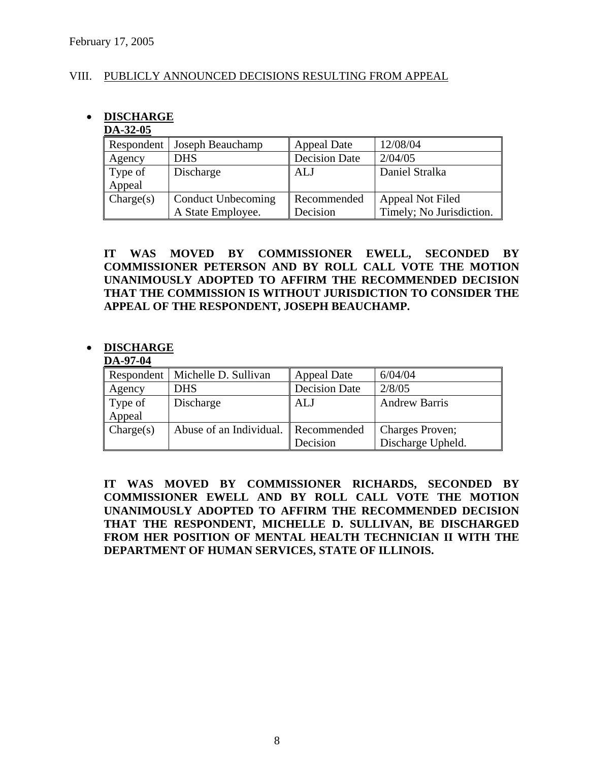February 17, 2005

VIII. PUBLICLY ANNOUNCED DECISIONS RESULTING FROM APPEAL

- **DISCHARGE**

**DA-32-05**

| Respondent | Joseph Beauchamp | Appeal Date | 12/08/04 |
|---|---|---|---|
| Agency | DHS | Decision Date | 2/04/05 |
| Type of Appeal | Discharge | ALJ | Daniel Stralka |
| Charge(s) | Conduct Unbecoming A State Employee. | Recommended Decision | Appeal Not Filed Timely; No Jurisdiction. |

**IT WAS MOVED BY COMMISSIONER EWELL, SECONDED BY COMMISSIONER PETERSON AND BY ROLL CALL VOTE THE MOTION UNANIMOUSLY ADOPTED TO AFFIRM THE RECOMMENDED DECISION THAT THE COMMISSION IS WITHOUT JURISDICTION TO CONSIDER THE APPEAL OF THE RESPONDENT, JOSEPH BEAUCHAMP.**

- **DISCHARGE**

**DA-97-04**

| Respondent | Michelle D. Sullivan | Appeal Date | 6/04/04 |
|---|---|---|---|
| Agency | DHS | Decision Date | 2/8/05 |
| Type of Appeal | Discharge | ALJ | Andrew Barris |
| Charge(s) | Abuse of an Individual. | Recommended Decision | Charges Proven; Discharge Upheld. |

**IT WAS MOVED BY COMMISSIONER RICHARDS, SECONDED BY COMMISSIONER EWELL AND BY ROLL CALL VOTE THE MOTION UNANIMOUSLY ADOPTED TO AFFIRM THE RECOMMENDED DECISION THAT THE RESPONDENT, MICHELLE D. SULLIVAN, BE DISCHARGED FROM HER POSITION OF MENTAL HEALTH TECHNICIAN II WITH THE DEPARTMENT OF HUMAN SERVICES, STATE OF ILLINOIS.**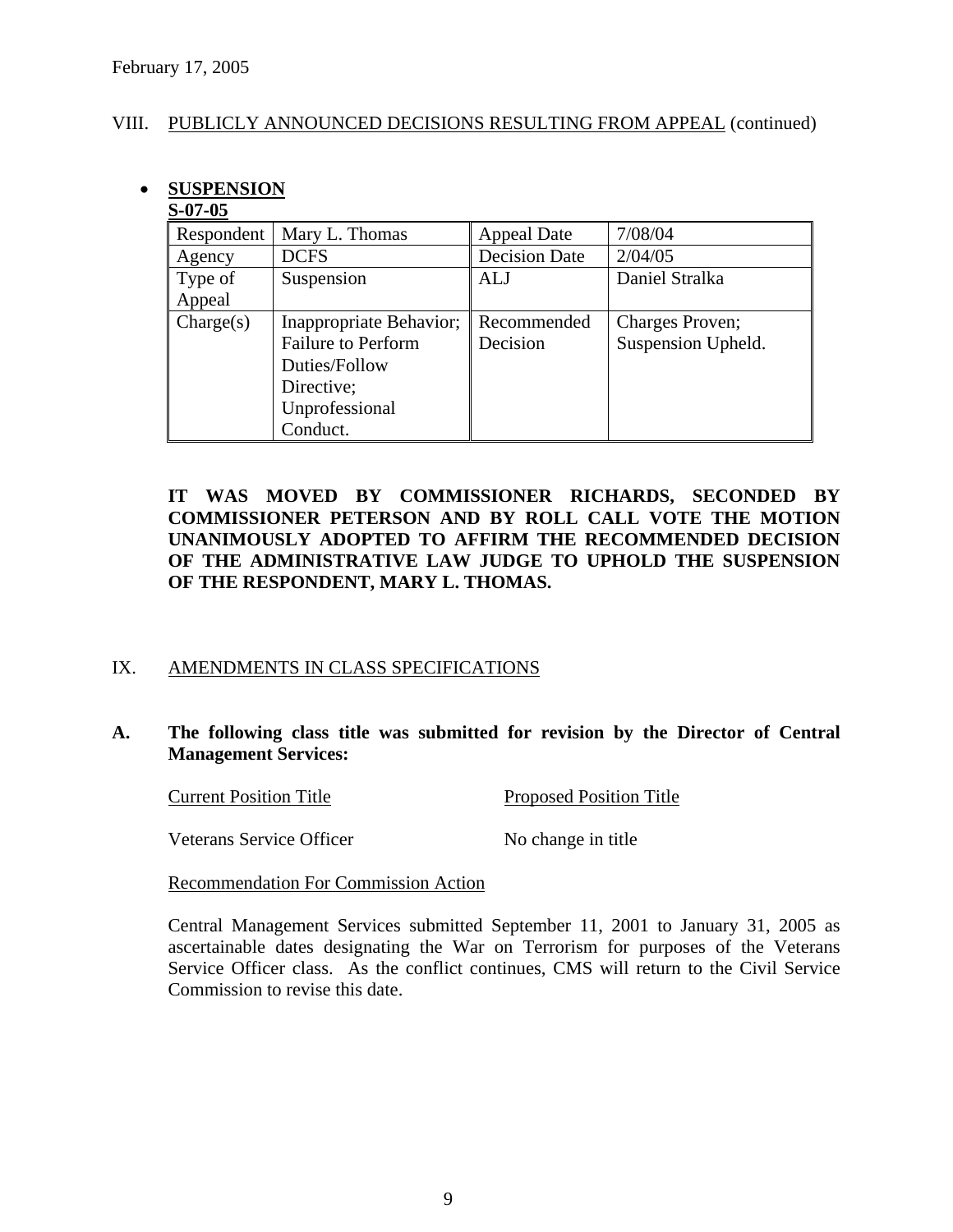February 17, 2005

VIII. PUBLICLY ANNOUNCED DECISIONS RESULTING FROM APPEAL (continued)

- **SUSPENSION**

**S-07-05**

| Respondent | Mary L. Thomas | Appeal Date | 7/08/04 |
|---|---|---|---|
| Agency | DCFS | Decision Date | 2/04/05 |
| Type of Appeal | Suspension | ALJ | Daniel Stralka |
| Charge(s) | Inappropriate Behavior; Failure to Perform Duties/Follow Directive; Unprofessional Conduct. | Recommended Decision | Charges Proven; Suspension Upheld. |

**IT WAS MOVED BY COMMISSIONER RICHARDS, SECONDED BY COMMISSIONER PETERSON AND BY ROLL CALL VOTE THE MOTION UNANIMOUSLY ADOPTED TO AFFIRM THE RECOMMENDED DECISION OF THE ADMINISTRATIVE LAW JUDGE TO UPHOLD THE SUSPENSION OF THE RESPONDENT, MARY L. THOMAS.**

IX. AMENDMENTS IN CLASS SPECIFICATIONS

**A. The following class title was submitted for revision by the Director of Central Management Services:**

| Current Position Title | Proposed Position Title |
|---|---|
| Veterans Service Officer | No change in title |

Recommendation For Commission Action

Central Management Services submitted September 11, 2001 to January 31, 2005 as ascertainable dates designating the War on Terrorism for purposes of the Veterans Service Officer class. As the conflict continues, CMS will return to the Civil Service Commission to revise this date.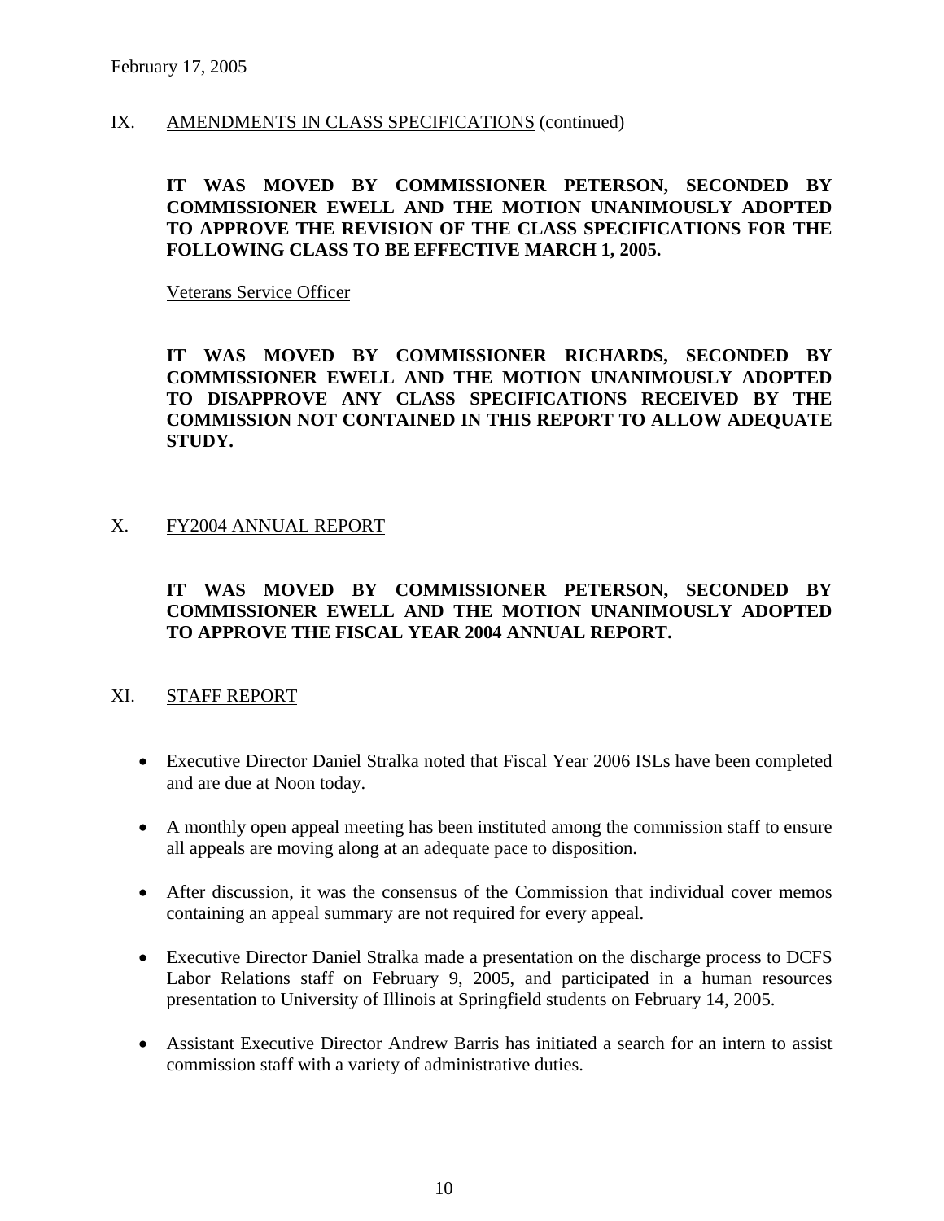February 17, 2005

## IX. AMENDMENTS IN CLASS SPECIFICATIONS (continued)

**IT WAS MOVED BY COMMISSIONER PETERSON, SECONDED BY COMMISSIONER EWELL AND THE MOTION UNANIMOUSLY ADOPTED TO APPROVE THE REVISION OF THE CLASS SPECIFICATIONS FOR THE FOLLOWING CLASS TO BE EFFECTIVE MARCH 1, 2005.**

Veterans Service Officer

**IT WAS MOVED BY COMMISSIONER RICHARDS, SECONDED BY COMMISSIONER EWELL AND THE MOTION UNANIMOUSLY ADOPTED TO DISAPPROVE ANY CLASS SPECIFICATIONS RECEIVED BY THE COMMISSION NOT CONTAINED IN THIS REPORT TO ALLOW ADEQUATE STUDY.**

## X. FY2004 ANNUAL REPORT

**IT WAS MOVED BY COMMISSIONER PETERSON, SECONDED BY COMMISSIONER EWELL AND THE MOTION UNANIMOUSLY ADOPTED TO APPROVE THE FISCAL YEAR 2004 ANNUAL REPORT.**

## XI. STAFF REPORT

- Executive Director Daniel Stralka noted that Fiscal Year 2006 ISLs have been completed and are due at Noon today.
- A monthly open appeal meeting has been instituted among the commission staff to ensure all appeals are moving along at an adequate pace to disposition.
- After discussion, it was the consensus of the Commission that individual cover memos containing an appeal summary are not required for every appeal.
- Executive Director Daniel Stralka made a presentation on the discharge process to DCFS Labor Relations staff on February 9, 2005, and participated in a human resources presentation to University of Illinois at Springfield students on February 14, 2005.
- Assistant Executive Director Andrew Barris has initiated a search for an intern to assist commission staff with a variety of administrative duties.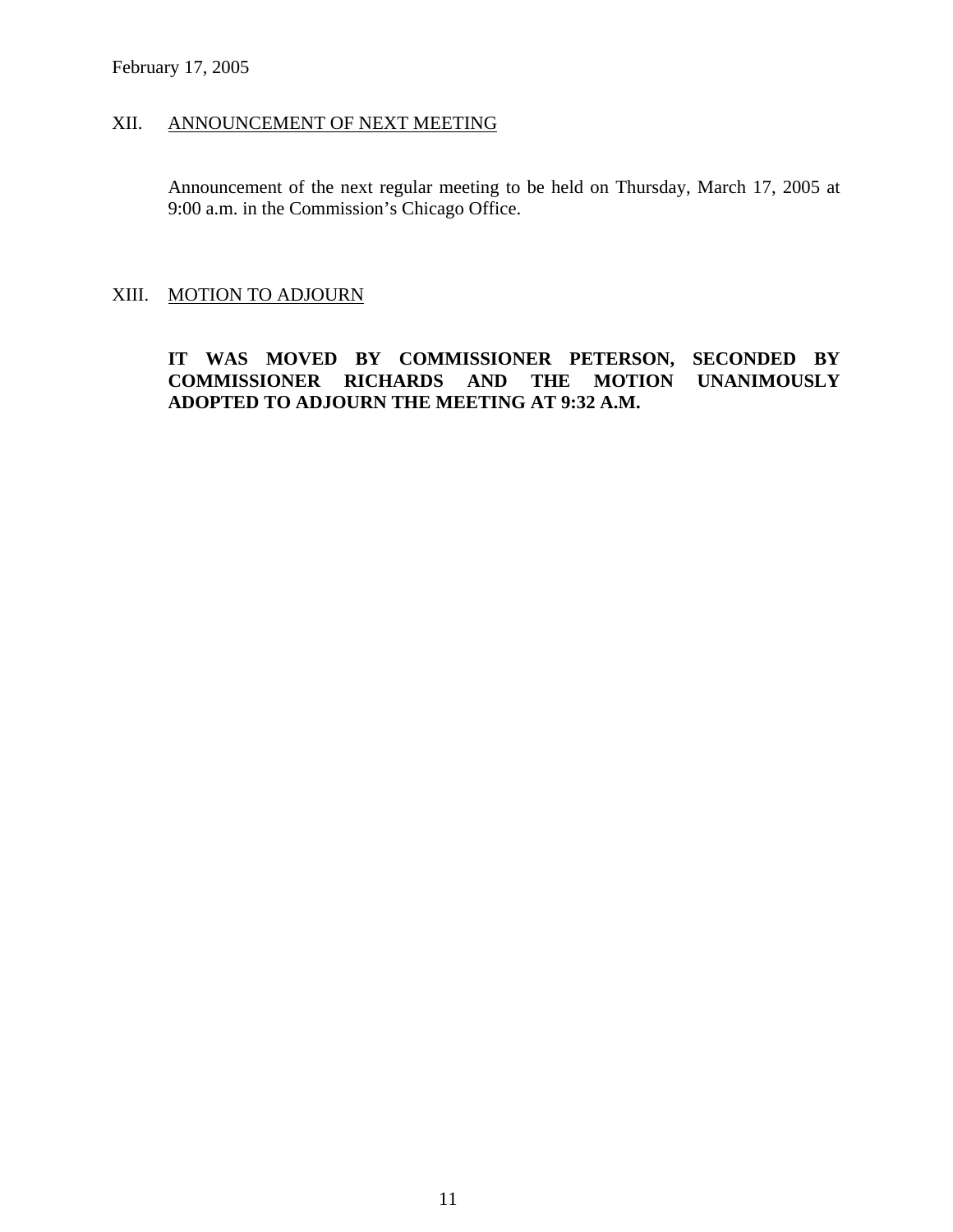February 17, 2005

## XII. ANNOUNCEMENT OF NEXT MEETING

Announcement of the next regular meeting to be held on Thursday, March 17, 2005 at 9:00 a.m. in the Commission's Chicago Office.

## XIII. MOTION TO ADJOURN

**IT WAS MOVED BY COMMISSIONER PETERSON, SECONDED BY COMMISSIONER RICHARDS AND THE MOTION UNANIMOUSLY ADOPTED TO ADJOURN THE MEETING AT 9:32 A.M.**